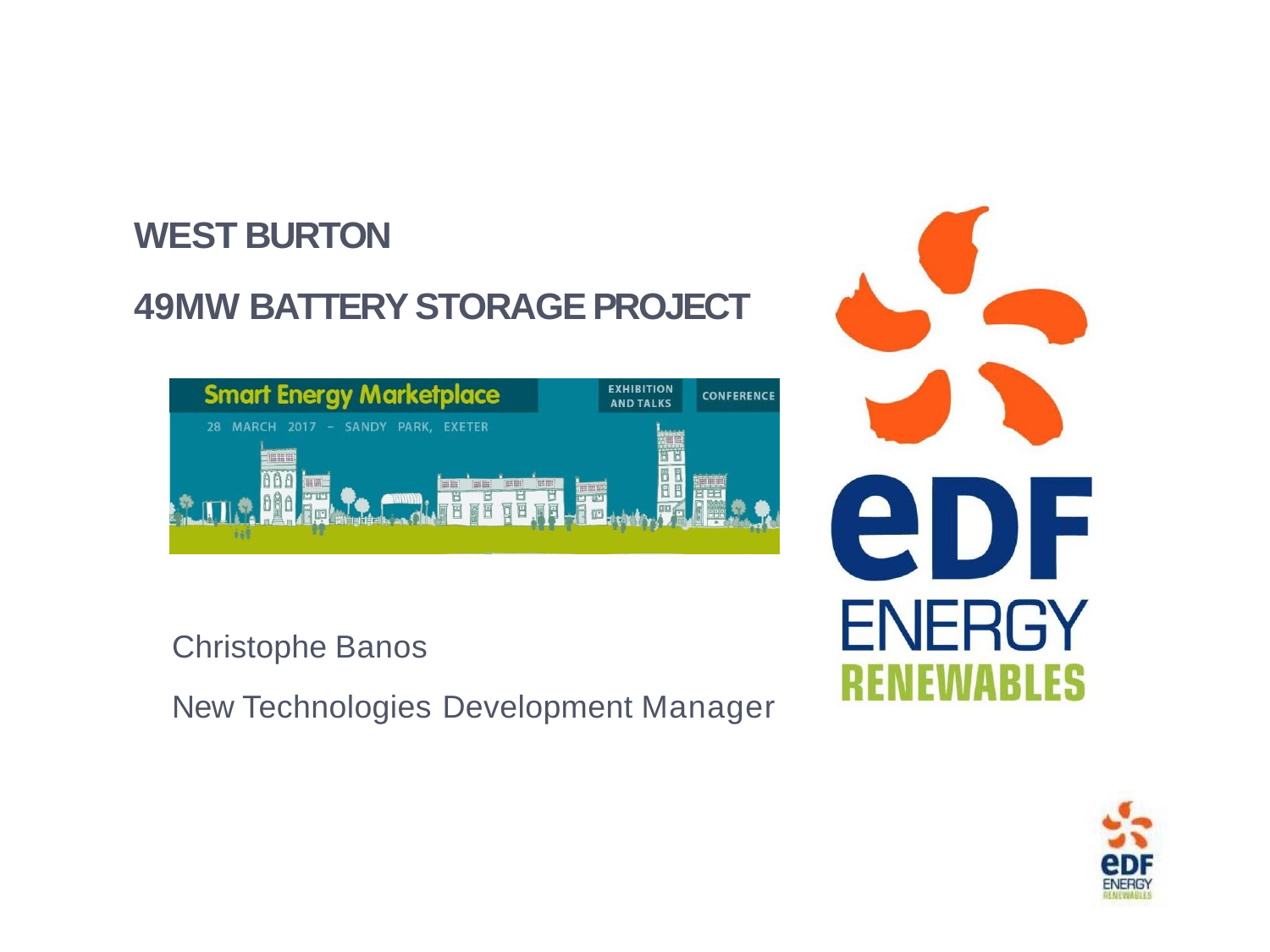# WEST BURTON

# 49MW BATTERY STORAGE PROJECT

Smart Energy Marketplace

EXHIBITION AND TALKS

CONFERENCE

28 MARCH 2017 – SANDY PARK, EXETER

Christophe Banos

New Technologies Development Manager

EDF ENERGY RENEWABLES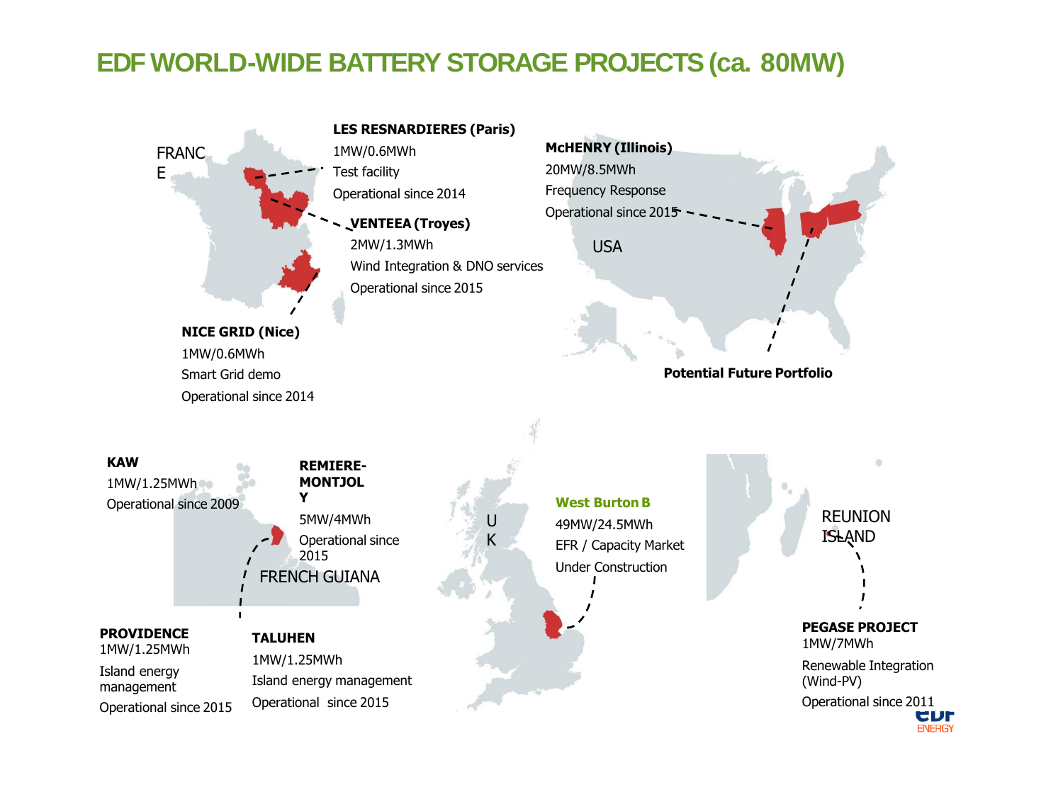# EDF WORLD-WIDE BATTERY STORAGE PROJECTS (ca. 80MW)

## FRANCE

**LES RESNARDIERES (Paris)**
1MW/0.6MWh
Test facility
Operational since 2014

**VENTEEA (Troyes)**
2MW/1.3MWh
Wind Integration & DNO services
Operational since 2015

**NICE GRID (Nice)**
1MW/0.6MWh
Smart Grid demo
Operational since 2014

## USA

**McHENRY (Illinois)**
20MW/8.5MWh
Frequency Response
Operational since 2015

**Potential Future Portfolio**

## FRENCH GUIANA

**KAW**
1MW/1.25MWh
Operational since 2009

**REMIERE-MONTJOLY**
5MW/4MWh
Operational since 2015

**PROVIDENCE**
1MW/1.25MWh
Island energy management
Operational since 2015

**TALUHEN**
1MW/1.25MWh
Island energy management
Operational since 2015

## UK

**West Burton B**
49MW/24.5MWh
EFR / Capacity Market
Under Construction

## REUNION ISLAND

**PEGASE PROJECT**
1MW/7MWh
Renewable Integration (Wind-PV)
Operational since 2011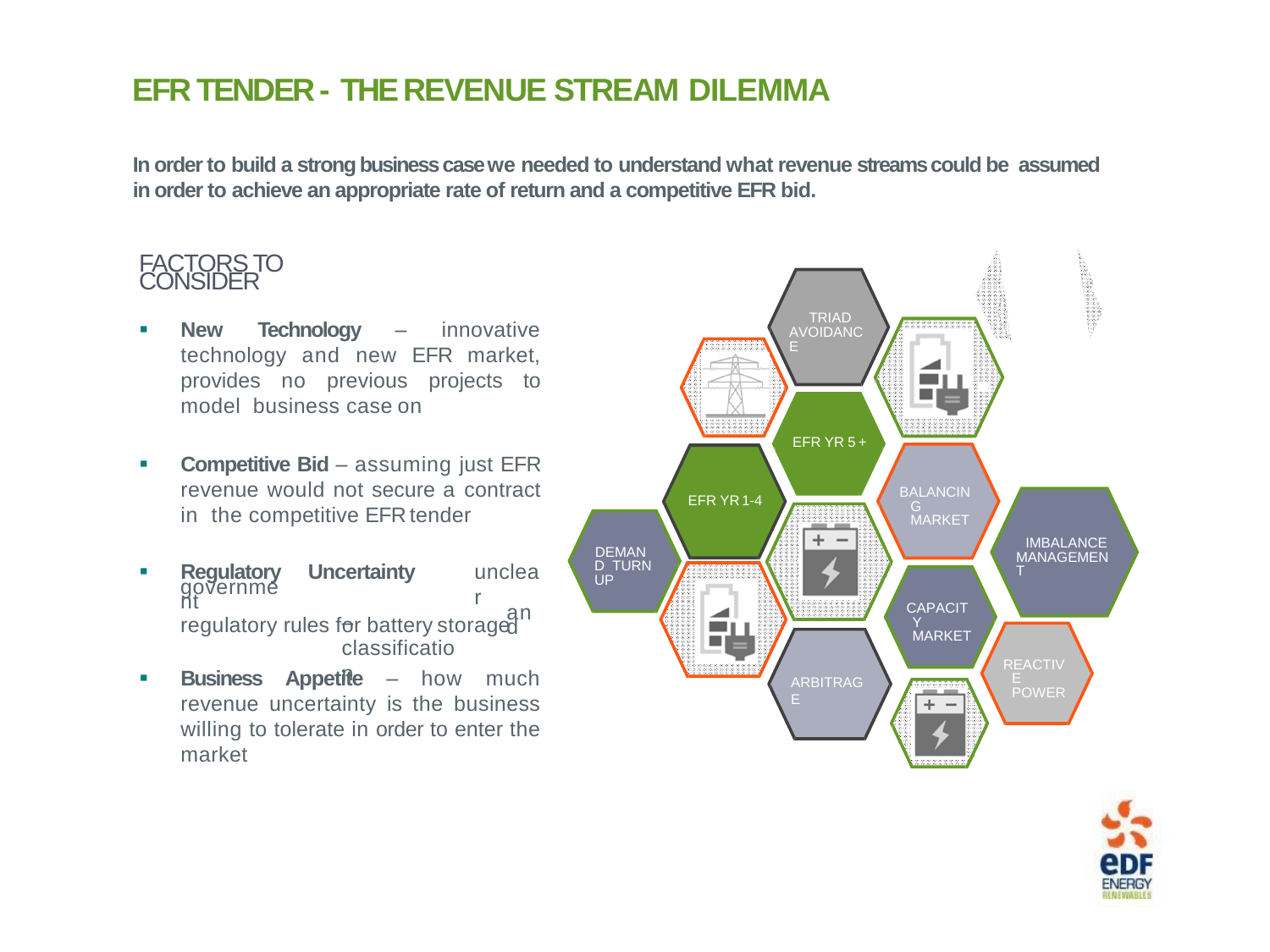# EFR TENDER - THE REVENUE STREAM DILEMMA

**In order to build a strong business case we needed to understand what revenue streams could be assumed in order to achieve an appropriate rate of return and a competitive EFR bid.**

## FACTORS TO CONSIDER

- **New Technology** – innovative technology and new EFR market, provides no previous projects to model business case on
- **Competitive Bid** – assuming just EFR revenue would not secure a contract in the competitive EFR tender
- **Regulatory Uncertainty** – unclear government regulatory rules for battery storage and classification
- **Business Appetite** – how much revenue uncertainty is the business willing to tolerate in order to enter the market

TRIAD AVOIDANCE

EFR YR 5 +

EFR YR 1-4

BALANCING MARKET

IMBALANCE MANAGEMENT

DEMAND TURN UP

CAPACITY MARKET

REACTIVE POWER

ARBITRAGE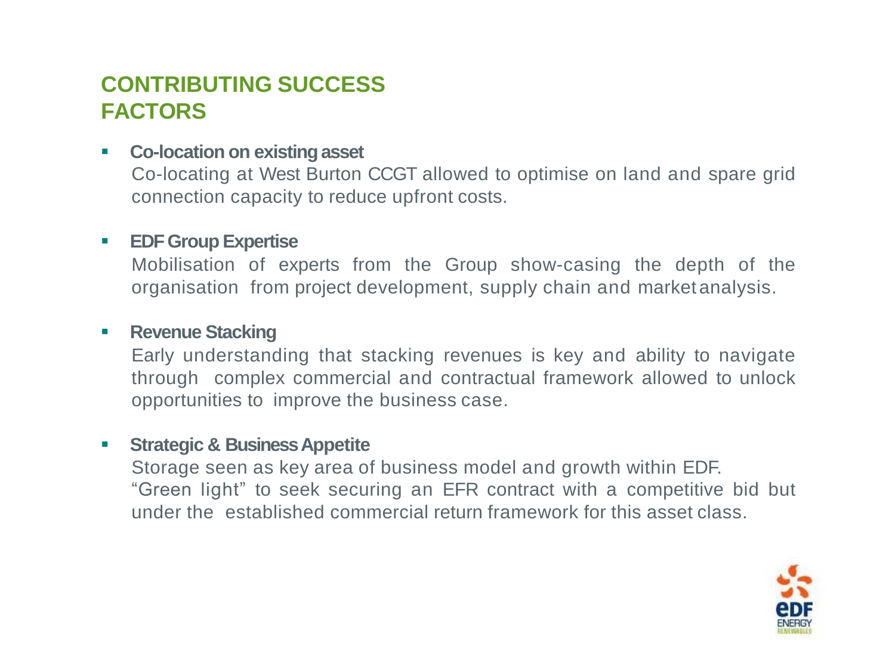# CONTRIBUTING SUCCESS FACTORS

- **Co-location on existing asset**
  Co-locating at West Burton CCGT allowed to optimise on land and spare grid connection capacity to reduce upfront costs.

- **EDF Group Expertise**
  Mobilisation of experts from the Group show-casing the depth of the organisation from project development, supply chain and market analysis.

- **Revenue Stacking**
  Early understanding that stacking revenues is key and ability to navigate through complex commercial and contractual framework allowed to unlock opportunities to improve the business case.

- **Strategic & Business Appetite**
  Storage seen as key area of business model and growth within EDF.
  "Green light" to seek securing an EFR contract with a competitive bid but under the established commercial return framework for this asset class.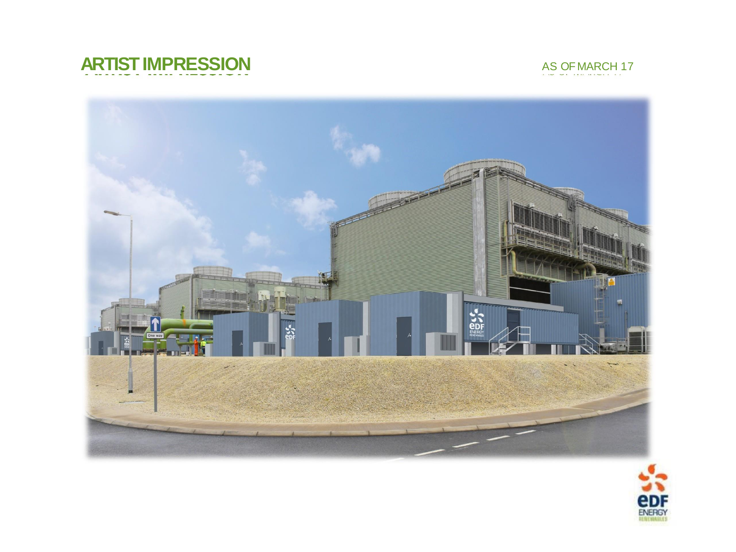# ARTIST IMPRESSION

AS OF MARCH 17